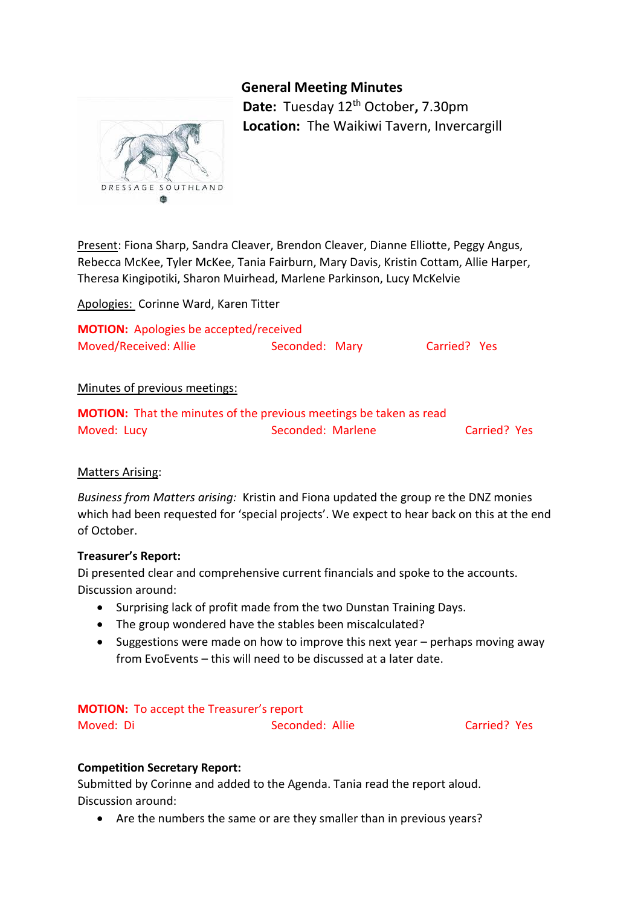# General Meeting Minutes

**Date:** Tuesday 12th October**,** 7.30pm
**Location:** The Waikiwi Tavern, Invercargill

DRESSAGE SOUTHLAND

Present: Fiona Sharp, Sandra Cleaver, Brendon Cleaver, Dianne Elliotte, Peggy Angus, Rebecca McKee, Tyler McKee, Tania Fairburn, Mary Davis, Kristin Cottam, Allie Harper, Theresa Kingipotiki, Sharon Muirhead, Marlene Parkinson, Lucy McKelvie

Apologies: Corinne Ward, Karen Titter

**MOTION:** Apologies be accepted/received
Moved/Received: Allie  Seconded: Mary  Carried? Yes

Minutes of previous meetings:

**MOTION:** That the minutes of the previous meetings be taken as read
Moved: Lucy  Seconded: Marlene  Carried? Yes

Matters Arising:

*Business from Matters arising:* Kristin and Fiona updated the group re the DNZ monies which had been requested for 'special projects'. We expect to hear back on this at the end of October.

**Treasurer's Report:**
Di presented clear and comprehensive current financials and spoke to the accounts.
Discussion around:

- Surprising lack of profit made from the two Dunstan Training Days.
- The group wondered have the stables been miscalculated?
- Suggestions were made on how to improve this next year – perhaps moving away from EvoEvents – this will need to be discussed at a later date.

**MOTION:** To accept the Treasurer's report
Moved: Di  Seconded: Allie  Carried? Yes

**Competition Secretary Report:**
Submitted by Corinne and added to the Agenda. Tania read the report aloud.
Discussion around:

- Are the numbers the same or are they smaller than in previous years?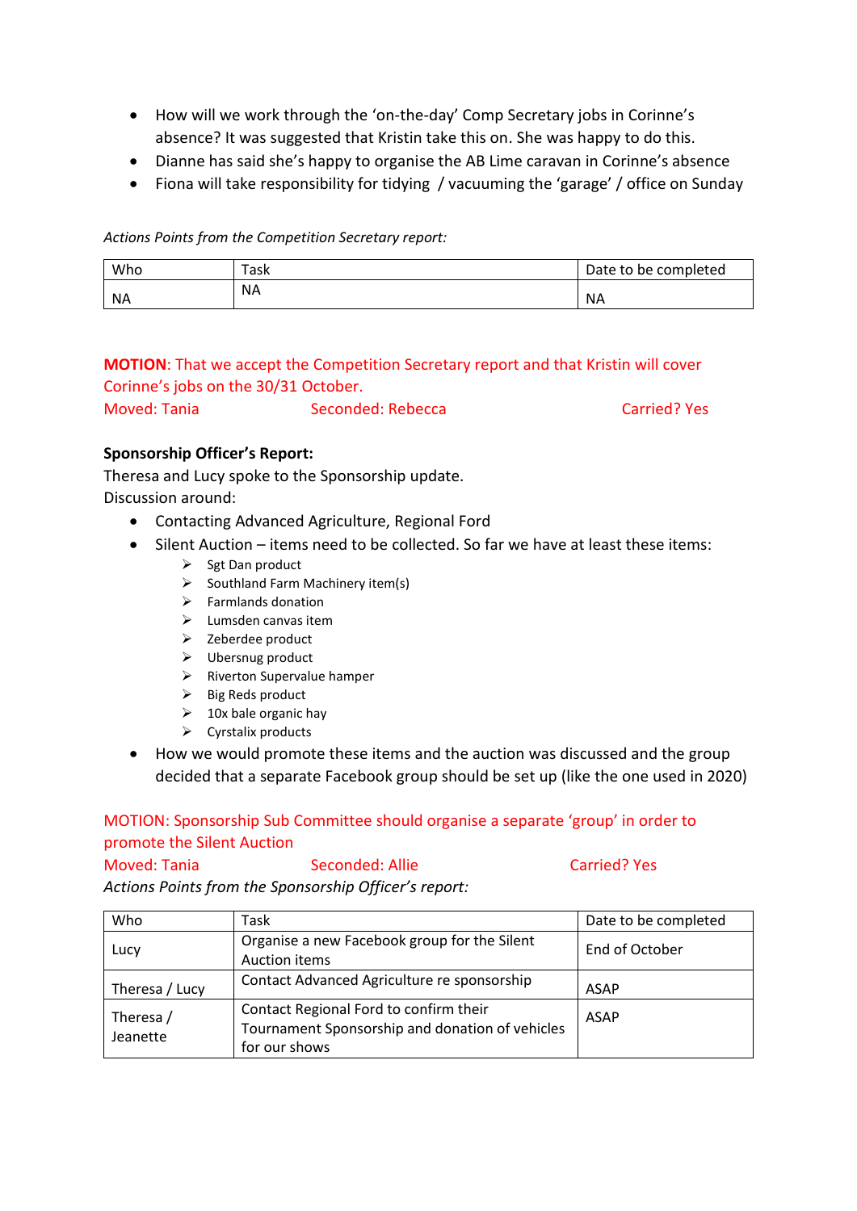- How will we work through the 'on-the-day' Comp Secretary jobs in Corinne's absence? It was suggested that Kristin take this on. She was happy to do this.
- Dianne has said she's happy to organise the AB Lime caravan in Corinne's absence
- Fiona will take responsibility for tidying / vacuuming the 'garage' / office on Sunday

*Actions Points from the Competition Secretary report:*

| Who | Task | Date to be completed |
|---|---|---|
| NA | NA | NA |

**MOTION**: That we accept the Competition Secretary report and that Kristin will cover Corinne's jobs on the 30/31 October.
Moved: Tania Seconded: Rebecca Carried? Yes

**Sponsorship Officer's Report:**
Theresa and Lucy spoke to the Sponsorship update.
Discussion around:

- Contacting Advanced Agriculture, Regional Ford
- Silent Auction – items need to be collected. So far we have at least these items:
  - Sgt Dan product
  - Southland Farm Machinery item(s)
  - Farmlands donation
  - Lumsden canvas item
  - Zeberdee product
  - Ubersnug product
  - Riverton Supervalue hamper
  - Big Reds product
  - 10x bale organic hay
  - Cyrstalix products
- How we would promote these items and the auction was discussed and the group decided that a separate Facebook group should be set up (like the one used in 2020)

MOTION: Sponsorship Sub Committee should organise a separate 'group' in order to promote the Silent Auction
Moved: Tania Seconded: Allie Carried? Yes

*Actions Points from the Sponsorship Officer's report:*

| Who | Task | Date to be completed |
|---|---|---|
| Lucy | Organise a new Facebook group for the Silent Auction items | End of October |
| Theresa / Lucy | Contact Advanced Agriculture re sponsorship | ASAP |
| Theresa / Jeanette | Contact Regional Ford to confirm their Tournament Sponsorship and donation of vehicles for our shows | ASAP |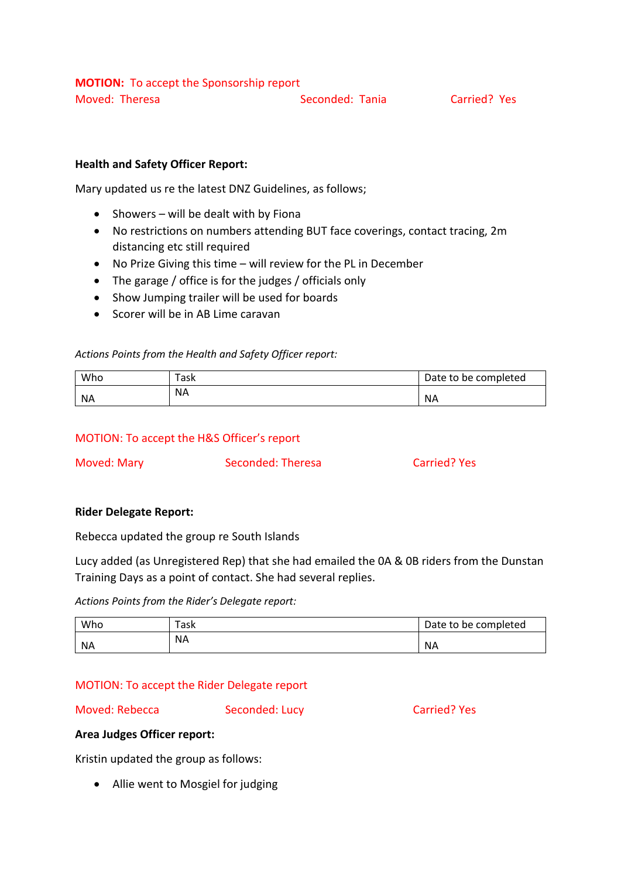**MOTION:** To accept the Sponsorship report

Moved: Theresa Seconded: Tania Carried? Yes

**Health and Safety Officer Report:**

Mary updated us re the latest DNZ Guidelines, as follows;

- Showers – will be dealt with by Fiona
- No restrictions on numbers attending BUT face coverings, contact tracing, 2m distancing etc still required
- No Prize Giving this time – will review for the PL in December
- The garage / office is for the judges / officials only
- Show Jumping trailer will be used for boards
- Scorer will be in AB Lime caravan

*Actions Points from the Health and Safety Officer report:*

| Who | Task | Date to be completed |
|---|---|---|
| NA | NA | NA |

MOTION: To accept the H&S Officer's report

Moved: Mary Seconded: Theresa Carried? Yes

**Rider Delegate Report:**

Rebecca updated the group re South Islands

Lucy added (as Unregistered Rep) that she had emailed the 0A & 0B riders from the Dunstan Training Days as a point of contact. She had several replies.

*Actions Points from the Rider's Delegate report:*

| Who | Task | Date to be completed |
|---|---|---|
| NA | NA | NA |

MOTION: To accept the Rider Delegate report

Moved: Rebecca Seconded: Lucy Carried? Yes

**Area Judges Officer report:**

Kristin updated the group as follows:

- Allie went to Mosgiel for judging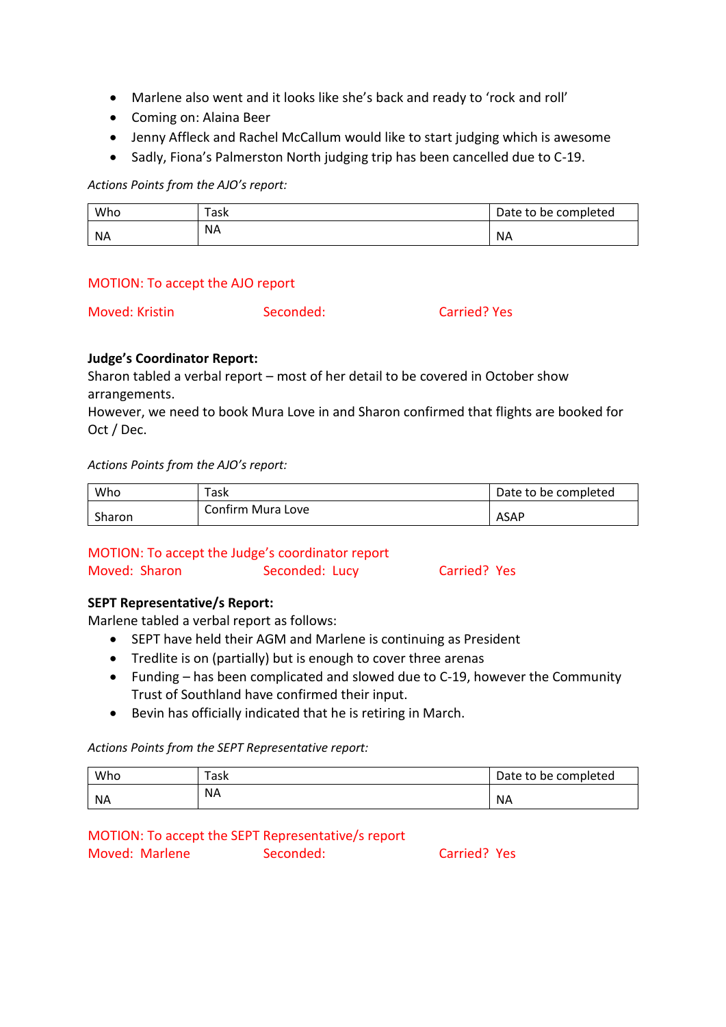- Marlene also went and it looks like she's back and ready to 'rock and roll'
- Coming on: Alaina Beer
- Jenny Affleck and Rachel McCallum would like to start judging which is awesome
- Sadly, Fiona's Palmerston North judging trip has been cancelled due to C-19.

*Actions Points from the AJO's report:*

| Who | Task | Date to be completed |
|---|---|---|
| NA | NA | NA |

MOTION: To accept the AJO report

Moved: Kristin　　　　Seconded:　　　　Carried? Yes

**Judge's Coordinator Report:**

Sharon tabled a verbal report – most of her detail to be covered in October show arrangements.
However, we need to book Mura Love in and Sharon confirmed that flights are booked for Oct / Dec.

*Actions Points from the AJO's report:*

| Who | Task | Date to be completed |
|---|---|---|
| Sharon | Confirm Mura Love | ASAP |

MOTION: To accept the Judge's coordinator report
Moved: Sharon　　　　Seconded: Lucy　　　　Carried? Yes

**SEPT Representative/s Report:**

Marlene tabled a verbal report as follows:

- SEPT have held their AGM and Marlene is continuing as President
- Tredlite is on (partially) but is enough to cover three arenas
- Funding – has been complicated and slowed due to C-19, however the Community Trust of Southland have confirmed their input.
- Bevin has officially indicated that he is retiring in March.

*Actions Points from the SEPT Representative report:*

| Who | Task | Date to be completed |
|---|---|---|
| NA | NA | NA |

MOTION: To accept the SEPT Representative/s report
Moved: Marlene　　　　Seconded:　　　　Carried? Yes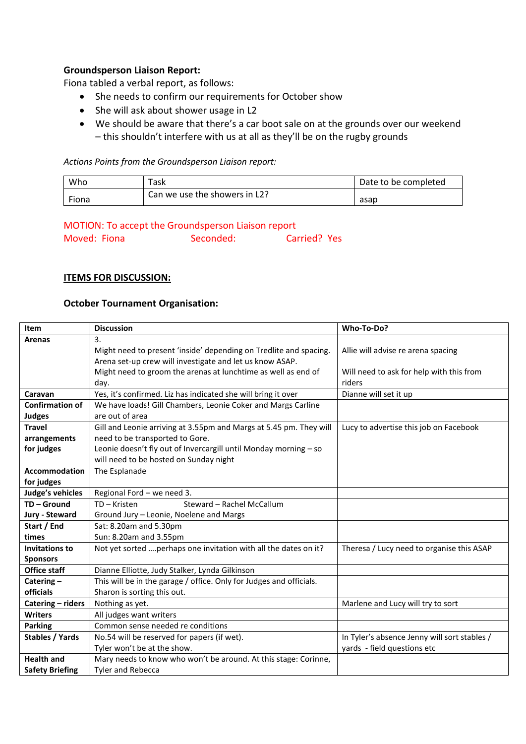**Groundsperson Liaison Report:**

Fiona tabled a verbal report, as follows:

- She needs to confirm our requirements for October show
- She will ask about shower usage in L2
- We should be aware that there's a car boot sale on at the grounds over our weekend – this shouldn't interfere with us at all as they'll be on the rugby grounds

*Actions Points from the Groundsperson Liaison report:*

| Who | Task | Date to be completed |
|---|---|---|
| Fiona | Can we use the showers in L2? | asap |

MOTION: To accept the Groundsperson Liaison report

Moved: Fiona Seconded: Carried? Yes

## ITEMS FOR DISCUSSION:

### October Tournament Organisation:

| Item | Discussion | Who-To-Do? |
|---|---|---|
| **Arenas** | 3.<br>Might need to present 'inside' depending on Tredlite and spacing. Arena set-up crew will investigate and let us know ASAP.<br>Might need to groom the arenas at lunchtime as well as end of day. | Allie will advise re arena spacing<br><br>Will need to ask for help with this from riders |
| **Caravan** | Yes, it's confirmed. Liz has indicated she will bring it over | Dianne will set it up |
| **Confirmation of Judges** | We have loads! Gill Chambers, Leonie Coker and Margs Carline are out of area | |
| **Travel arrangements for judges** | Gill and Leonie arriving at 3.55pm and Margs at 5.45 pm. They will need to be transported to Gore.<br>Leonie doesn't fly out of Invercargill until Monday morning – so will need to be hosted on Sunday night | Lucy to advertise this job on Facebook |
| **Accommodation for judges** | The Esplanade | |
| **Judge's vehicles** | Regional Ford – we need 3. | |
| **TD – Ground Jury - Steward** | TD – Kristen Steward – Rachel McCallum<br>Ground Jury – Leonie, Noelene and Margs | |
| **Start / End times** | Sat: 8.20am and 5.30pm<br>Sun: 8.20am and 3.55pm | |
| **Invitations to Sponsors** | Not yet sorted ….perhaps one invitation with all the dates on it? | Theresa / Lucy need to organise this ASAP |
| **Office staff** | Dianne Elliotte, Judy Stalker, Lynda Gilkinson | |
| **Catering – officials** | This will be in the garage / office. Only for Judges and officials. Sharon is sorting this out. | |
| **Catering – riders** | Nothing as yet. | Marlene and Lucy will try to sort |
| **Writers** | All judges want writers | |
| **Parking** | Common sense needed re conditions | |
| **Stables / Yards** | No.54 will be reserved for papers (if wet).<br>Tyler won't be at the show. | In Tyler's absence Jenny will sort stables / yards - field questions etc |
| **Health and Safety Briefing** | Mary needs to know who won't be around. At this stage: Corinne, Tyler and Rebecca | |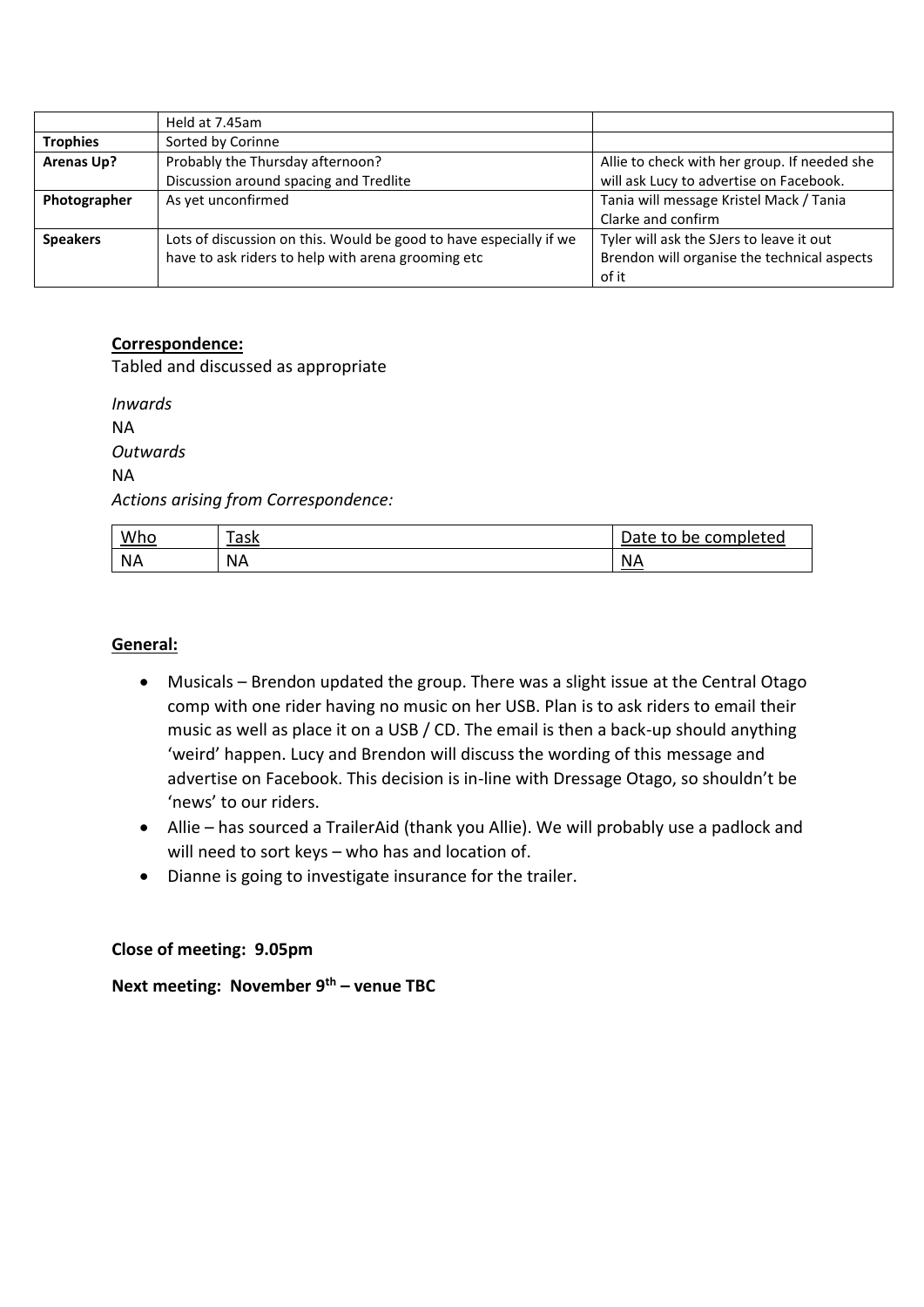| | | |
|---|---|---|
| | Held at 7.45am | |
| **Trophies** | Sorted by Corinne | |
| **Arenas Up?** | Probably the Thursday afternoon?<br>Discussion around spacing and Tredlite | Allie to check with her group. If needed she will ask Lucy to advertise on Facebook. |
| **Photographer** | As yet unconfirmed | Tania will message Kristel Mack / Tania Clarke and confirm |
| **Speakers** | Lots of discussion on this. Would be good to have especially if we have to ask riders to help with arena grooming etc | Tyler will ask the SJers to leave it out<br>Brendon will organise the technical aspects of it |

**Correspondence:**

Tabled and discussed as appropriate

*Inwards*

NA

*Outwards*

NA

*Actions arising from Correspondence:*

| Who | Task | Date to be completed |
|---|---|---|
| NA | NA | NA |

**General:**

- Musicals – Brendon updated the group. There was a slight issue at the Central Otago comp with one rider having no music on her USB. Plan is to ask riders to email their music as well as place it on a USB / CD. The email is then a back-up should anything 'weird' happen. Lucy and Brendon will discuss the wording of this message and advertise on Facebook. This decision is in-line with Dressage Otago, so shouldn't be 'news' to our riders.
- Allie – has sourced a TrailerAid (thank you Allie). We will probably use a padlock and will need to sort keys – who has and location of.
- Dianne is going to investigate insurance for the trailer.

**Close of meeting: 9.05pm**

**Next meeting: November 9th – venue TBC**